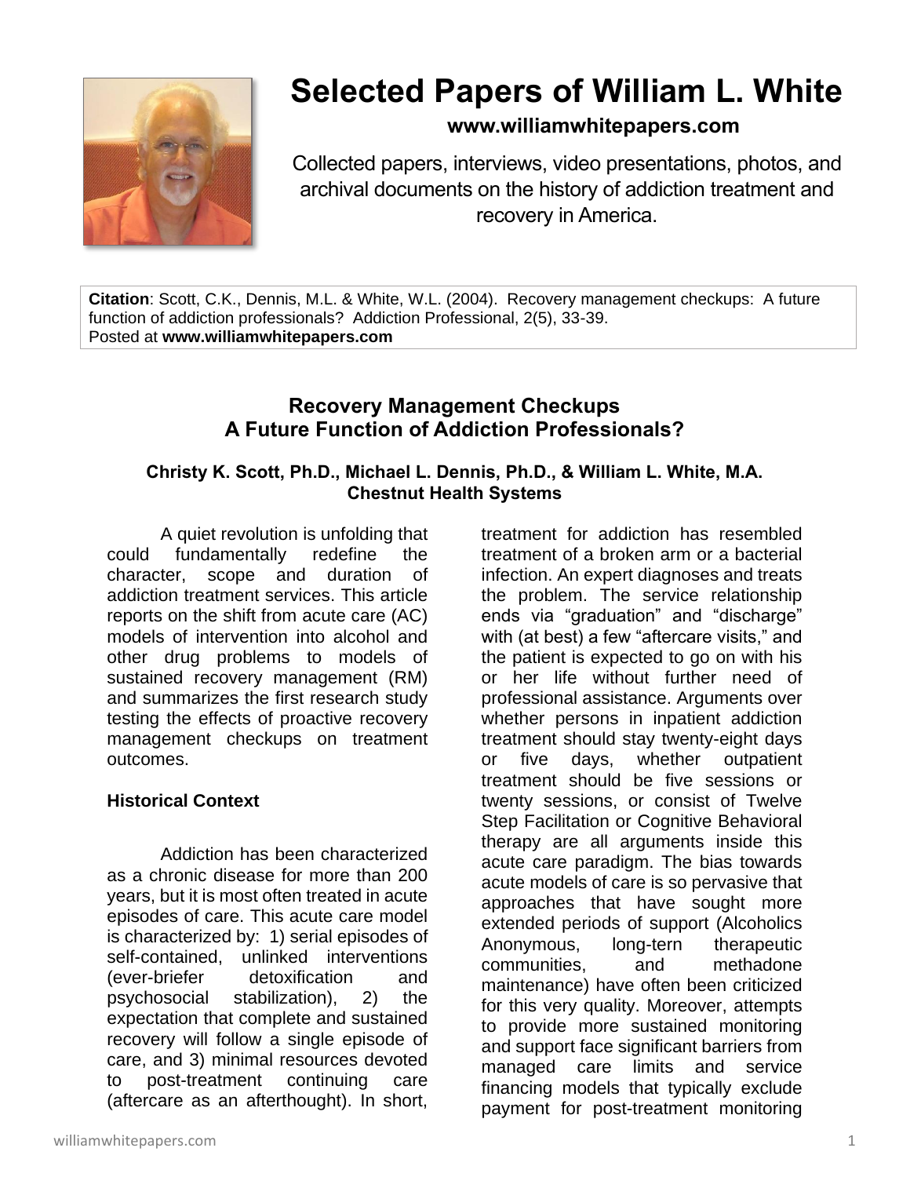# Selected Papers of William L. White

**www.williamwhitepapers.com**

Collected papers, interviews, video presentations, photos, and archival documents on the history of addiction treatment and recovery in America.

**Citation**: Scott, C.K., Dennis, M.L. & White, W.L. (2004). Recovery management checkups: A future function of addiction professionals? Addiction Professional, 2(5), 33-39.
Posted at **www.williamwhitepapers.com**

## Recovery Management Checkups
## A Future Function of Addiction Professionals?

**Christy K. Scott, Ph.D., Michael L. Dennis, Ph.D., & William L. White, M.A.**
**Chestnut Health Systems**

A quiet revolution is unfolding that could fundamentally redefine the character, scope and duration of addiction treatment services. This article reports on the shift from acute care (AC) models of intervention into alcohol and other drug problems to models of sustained recovery management (RM) and summarizes the first research study testing the effects of proactive recovery management checkups on treatment outcomes.

### Historical Context

Addiction has been characterized as a chronic disease for more than 200 years, but it is most often treated in acute episodes of care. This acute care model is characterized by: 1) serial episodes of self-contained, unlinked interventions (ever-briefer detoxification and psychosocial stabilization), 2) the expectation that complete and sustained recovery will follow a single episode of care, and 3) minimal resources devoted to post-treatment continuing care (aftercare as an afterthought). In short, treatment for addiction has resembled treatment of a broken arm or a bacterial infection. An expert diagnoses and treats the problem. The service relationship ends via "graduation" and "discharge" with (at best) a few "aftercare visits," and the patient is expected to go on with his or her life without further need of professional assistance. Arguments over whether persons in inpatient addiction treatment should stay twenty-eight days or five days, whether outpatient treatment should be five sessions or twenty sessions, or consist of Twelve Step Facilitation or Cognitive Behavioral therapy are all arguments inside this acute care paradigm. The bias towards acute models of care is so pervasive that approaches that have sought more extended periods of support (Alcoholics Anonymous, long-tern therapeutic communities, and methadone maintenance) have often been criticized for this very quality. Moreover, attempts to provide more sustained monitoring and support face significant barriers from managed care limits and service financing models that typically exclude payment for post-treatment monitoring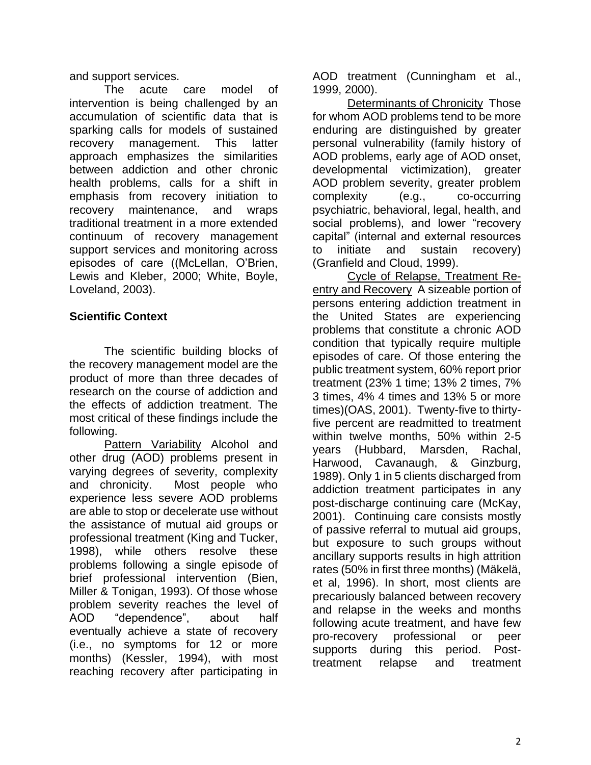and support services.

The acute care model of intervention is being challenged by an accumulation of scientific data that is sparking calls for models of sustained recovery management. This latter approach emphasizes the similarities between addiction and other chronic health problems, calls for a shift in emphasis from recovery initiation to recovery maintenance, and wraps traditional treatment in a more extended continuum of recovery management support services and monitoring across episodes of care ((McLellan, O'Brien, Lewis and Kleber, 2000; White, Boyle, Loveland, 2003).

**Scientific Context**

The scientific building blocks of the recovery management model are the product of more than three decades of research on the course of addiction and the effects of addiction treatment. The most critical of these findings include the following.

Pattern Variability Alcohol and other drug (AOD) problems present in varying degrees of severity, complexity and chronicity. Most people who experience less severe AOD problems are able to stop or decelerate use without the assistance of mutual aid groups or professional treatment (King and Tucker, 1998), while others resolve these problems following a single episode of brief professional intervention (Bien, Miller & Tonigan, 1993). Of those whose problem severity reaches the level of AOD "dependence", about half eventually achieve a state of recovery (i.e., no symptoms for 12 or more months) (Kessler, 1994), with most reaching recovery after participating in AOD treatment (Cunningham et al., 1999, 2000).

Determinants of Chronicity Those for whom AOD problems tend to be more enduring are distinguished by greater personal vulnerability (family history of AOD problems, early age of AOD onset, developmental victimization), greater AOD problem severity, greater problem complexity (e.g., co-occurring psychiatric, behavioral, legal, health, and social problems), and lower "recovery capital" (internal and external resources to initiate and sustain recovery) (Granfield and Cloud, 1999).

Cycle of Relapse, Treatment Re-entry and Recovery A sizeable portion of persons entering addiction treatment in the United States are experiencing problems that constitute a chronic AOD condition that typically require multiple episodes of care. Of those entering the public treatment system, 60% report prior treatment (23% 1 time; 13% 2 times, 7% 3 times, 4% 4 times and 13% 5 or more times)(OAS, 2001). Twenty-five to thirty-five percent are readmitted to treatment within twelve months, 50% within 2-5 years (Hubbard, Marsden, Rachal, Harwood, Cavanaugh, & Ginzburg, 1989). Only 1 in 5 clients discharged from addiction treatment participates in any post-discharge continuing care (McKay, 2001). Continuing care consists mostly of passive referral to mutual aid groups, but exposure to such groups without ancillary supports results in high attrition rates (50% in first three months) (Mäkelä, et al, 1996). In short, most clients are precariously balanced between recovery and relapse in the weeks and months following acute treatment, and have few pro-recovery professional or peer supports during this period. Post-treatment relapse and treatment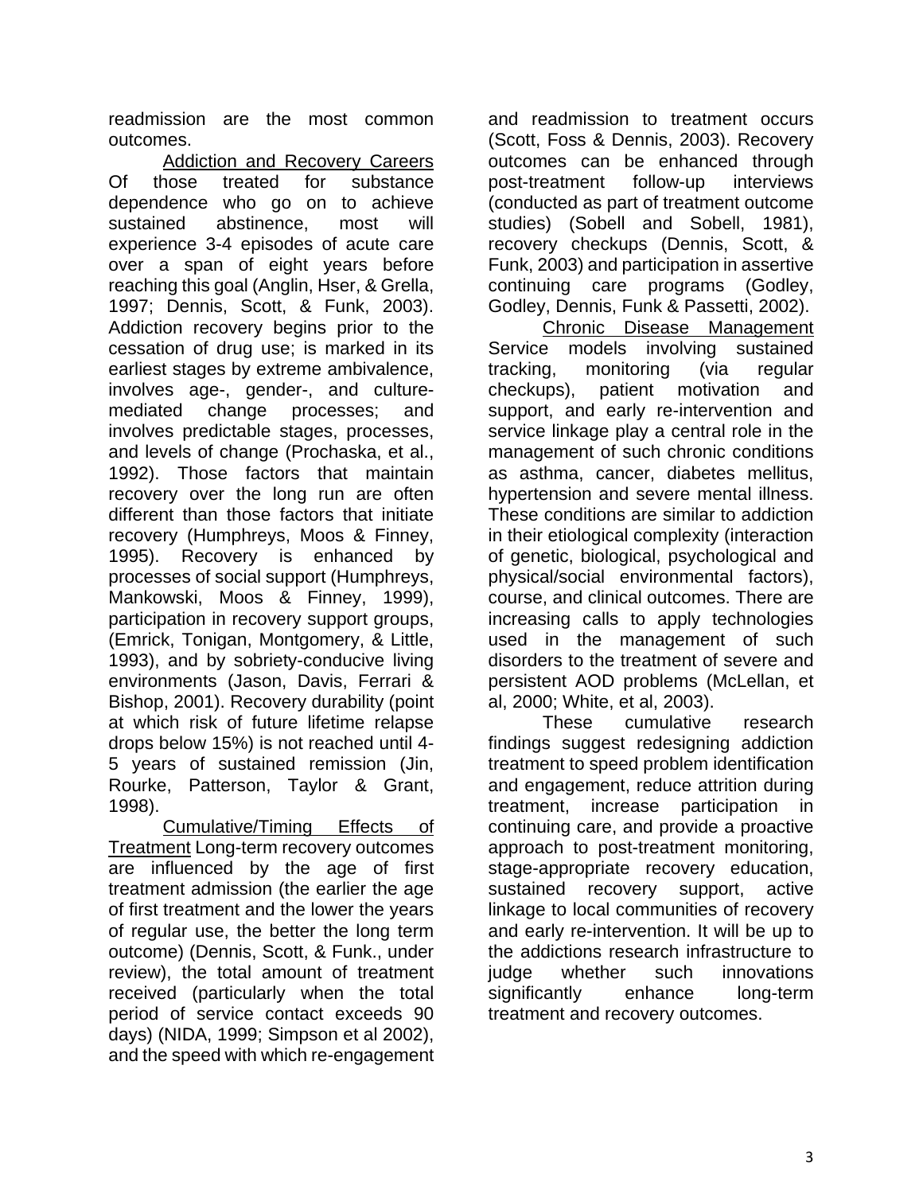readmission are the most common outcomes.

Addiction and Recovery Careers Of those treated for substance dependence who go on to achieve sustained abstinence, most will experience 3-4 episodes of acute care over a span of eight years before reaching this goal (Anglin, Hser, & Grella, 1997; Dennis, Scott, & Funk, 2003). Addiction recovery begins prior to the cessation of drug use; is marked in its earliest stages by extreme ambivalence, involves age-, gender-, and culture-mediated change processes; and involves predictable stages, processes, and levels of change (Prochaska, et al., 1992). Those factors that maintain recovery over the long run are often different than those factors that initiate recovery (Humphreys, Moos & Finney, 1995). Recovery is enhanced by processes of social support (Humphreys, Mankowski, Moos & Finney, 1999), participation in recovery support groups, (Emrick, Tonigan, Montgomery, & Little, 1993), and by sobriety-conducive living environments (Jason, Davis, Ferrari & Bishop, 2001). Recovery durability (point at which risk of future lifetime relapse drops below 15%) is not reached until 4-5 years of sustained remission (Jin, Rourke, Patterson, Taylor & Grant, 1998).

Cumulative/Timing Effects of Treatment Long-term recovery outcomes are influenced by the age of first treatment admission (the earlier the age of first treatment and the lower the years of regular use, the better the long term outcome) (Dennis, Scott, & Funk., under review), the total amount of treatment received (particularly when the total period of service contact exceeds 90 days) (NIDA, 1999; Simpson et al 2002), and the speed with which re-engagement and readmission to treatment occurs (Scott, Foss & Dennis, 2003). Recovery outcomes can be enhanced through post-treatment follow-up interviews (conducted as part of treatment outcome studies) (Sobell and Sobell, 1981), recovery checkups (Dennis, Scott, & Funk, 2003) and participation in assertive continuing care programs (Godley, Godley, Dennis, Funk & Passetti, 2002).

Chronic Disease Management Service models involving sustained tracking, monitoring (via regular checkups), patient motivation and support, and early re-intervention and service linkage play a central role in the management of such chronic conditions as asthma, cancer, diabetes mellitus, hypertension and severe mental illness. These conditions are similar to addiction in their etiological complexity (interaction of genetic, biological, psychological and physical/social environmental factors), course, and clinical outcomes. There are increasing calls to apply technologies used in the management of such disorders to the treatment of severe and persistent AOD problems (McLellan, et al, 2000; White, et al, 2003).

These cumulative research findings suggest redesigning addiction treatment to speed problem identification and engagement, reduce attrition during treatment, increase participation in continuing care, and provide a proactive approach to post-treatment monitoring, stage-appropriate recovery education, sustained recovery support, active linkage to local communities of recovery and early re-intervention. It will be up to the addictions research infrastructure to judge whether such innovations significantly enhance long-term treatment and recovery outcomes.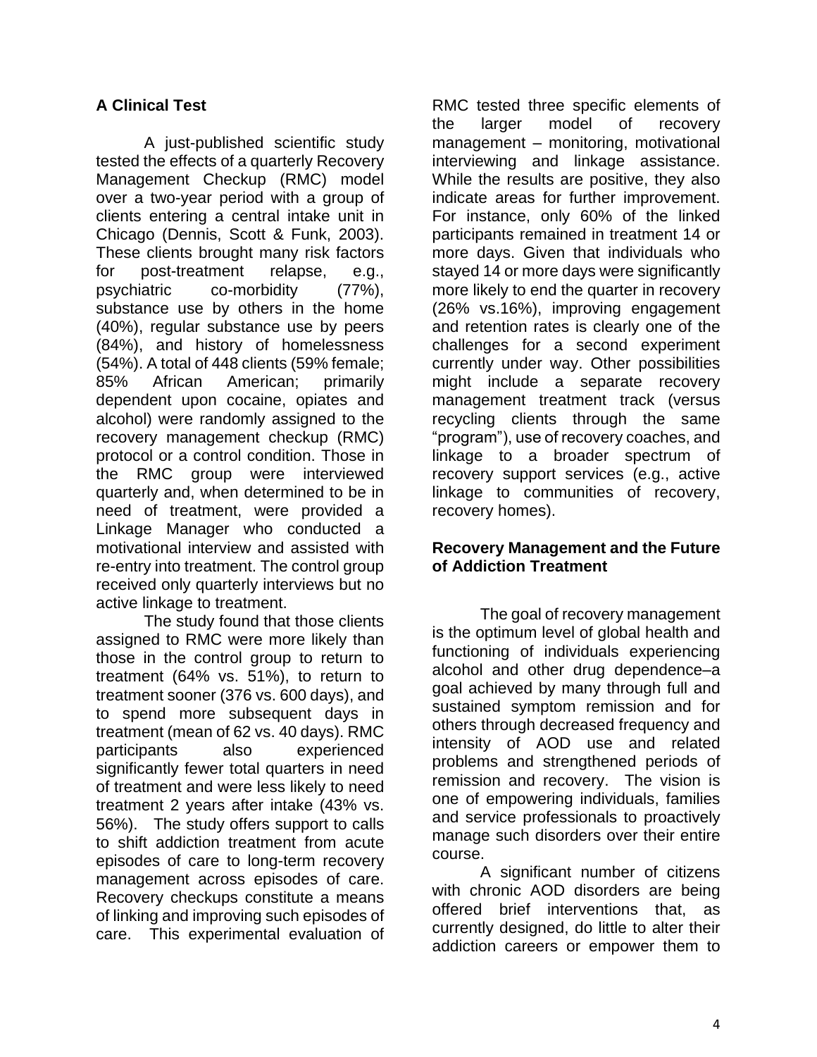## A Clinical Test

A just-published scientific study tested the effects of a quarterly Recovery Management Checkup (RMC) model over a two-year period with a group of clients entering a central intake unit in Chicago (Dennis, Scott & Funk, 2003). These clients brought many risk factors for post-treatment relapse, e.g., psychiatric co-morbidity (77%), substance use by others in the home (40%), regular substance use by peers (84%), and history of homelessness (54%). A total of 448 clients (59% female; 85% African American; primarily dependent upon cocaine, opiates and alcohol) were randomly assigned to the recovery management checkup (RMC) protocol or a control condition. Those in the RMC group were interviewed quarterly and, when determined to be in need of treatment, were provided a Linkage Manager who conducted a motivational interview and assisted with re-entry into treatment. The control group received only quarterly interviews but no active linkage to treatment.

The study found that those clients assigned to RMC were more likely than those in the control group to return to treatment (64% vs. 51%), to return to treatment sooner (376 vs. 600 days), and to spend more subsequent days in treatment (mean of 62 vs. 40 days). RMC participants also experienced significantly fewer total quarters in need of treatment and were less likely to need treatment 2 years after intake (43% vs. 56%). The study offers support to calls to shift addiction treatment from acute episodes of care to long-term recovery management across episodes of care. Recovery checkups constitute a means of linking and improving such episodes of care. This experimental evaluation of RMC tested three specific elements of the larger model of recovery management – monitoring, motivational interviewing and linkage assistance. While the results are positive, they also indicate areas for further improvement. For instance, only 60% of the linked participants remained in treatment 14 or more days. Given that individuals who stayed 14 or more days were significantly more likely to end the quarter in recovery (26% vs.16%), improving engagement and retention rates is clearly one of the challenges for a second experiment currently under way. Other possibilities might include a separate recovery management treatment track (versus recycling clients through the same "program"), use of recovery coaches, and linkage to a broader spectrum of recovery support services (e.g., active linkage to communities of recovery, recovery homes).

## Recovery Management and the Future of Addiction Treatment

The goal of recovery management is the optimum level of global health and functioning of individuals experiencing alcohol and other drug dependence–a goal achieved by many through full and sustained symptom remission and for others through decreased frequency and intensity of AOD use and related problems and strengthened periods of remission and recovery. The vision is one of empowering individuals, families and service professionals to proactively manage such disorders over their entire course.

A significant number of citizens with chronic AOD disorders are being offered brief interventions that, as currently designed, do little to alter their addiction careers or empower them to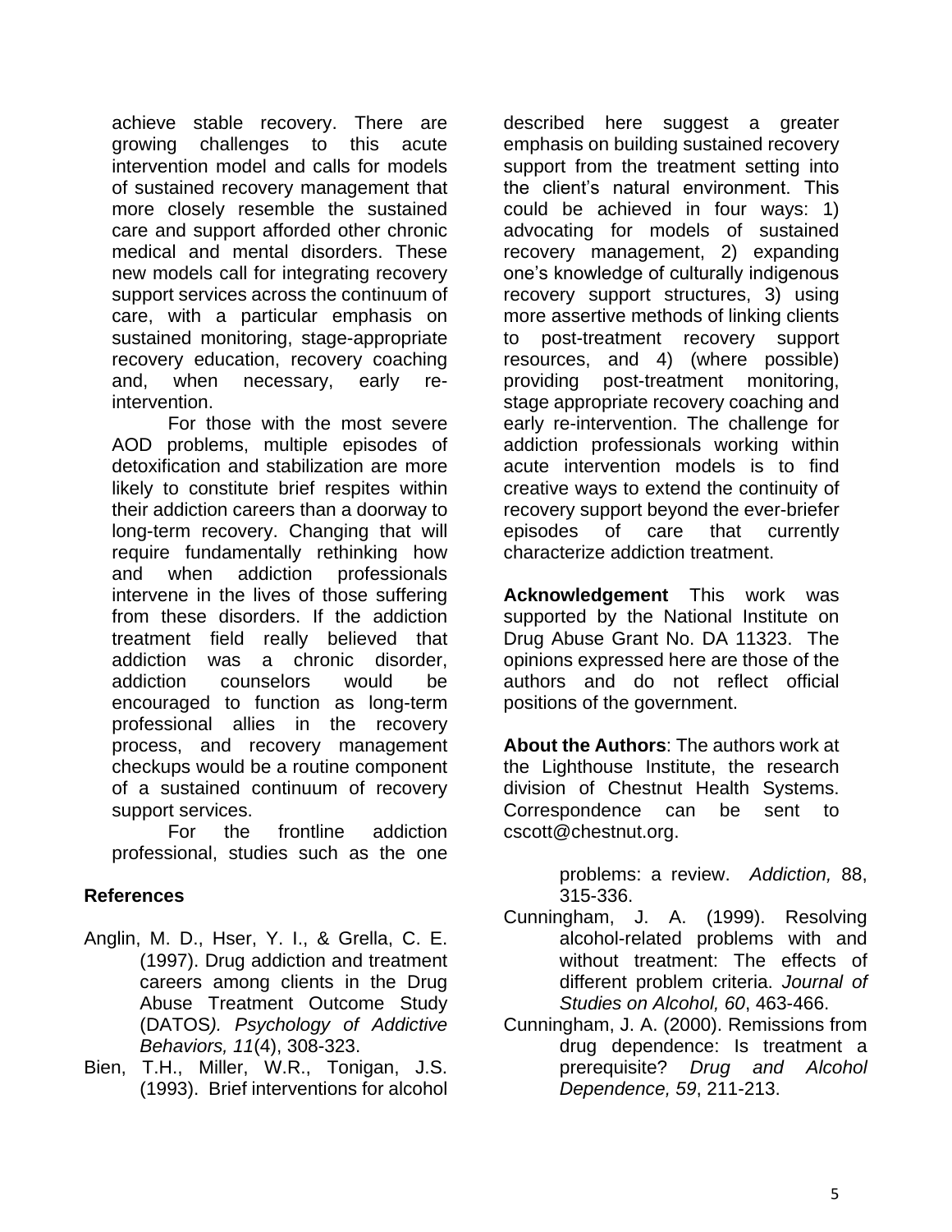achieve stable recovery. There are growing challenges to this acute intervention model and calls for models of sustained recovery management that more closely resemble the sustained care and support afforded other chronic medical and mental disorders. These new models call for integrating recovery support services across the continuum of care, with a particular emphasis on sustained monitoring, stage-appropriate recovery education, recovery coaching and, when necessary, early re-intervention.

For those with the most severe AOD problems, multiple episodes of detoxification and stabilization are more likely to constitute brief respites within their addiction careers than a doorway to long-term recovery. Changing that will require fundamentally rethinking how and when addiction professionals intervene in the lives of those suffering from these disorders. If the addiction treatment field really believed that addiction was a chronic disorder, addiction counselors would be encouraged to function as long-term professional allies in the recovery process, and recovery management checkups would be a routine component of a sustained continuum of recovery support services.

For the frontline addiction professional, studies such as the one described here suggest a greater emphasis on building sustained recovery support from the treatment setting into the client's natural environment. This could be achieved in four ways: 1) advocating for models of sustained recovery management, 2) expanding one's knowledge of culturally indigenous recovery support structures, 3) using more assertive methods of linking clients to post-treatment recovery support resources, and 4) (where possible) providing post-treatment monitoring, stage appropriate recovery coaching and early re-intervention. The challenge for addiction professionals working within acute intervention models is to find creative ways to extend the continuity of recovery support beyond the ever-briefer episodes of care that currently characterize addiction treatment.

**Acknowledgement** This work was supported by the National Institute on Drug Abuse Grant No. DA 11323. The opinions expressed here are those of the authors and do not reflect official positions of the government.

**About the Authors**: The authors work at the Lighthouse Institute, the research division of Chestnut Health Systems. Correspondence can be sent to cscott@chestnut.org.

## References

Anglin, M. D., Hser, Y. I., & Grella, C. E. (1997). Drug addiction and treatment careers among clients in the Drug Abuse Treatment Outcome Study (DATOS). *Psychology of Addictive Behaviors, 11*(4), 308-323.

Bien, T.H., Miller, W.R., Tonigan, J.S. (1993). Brief interventions for alcohol problems: a review. *Addiction,* 88, 315-336.

Cunningham, J. A. (1999). Resolving alcohol-related problems with and without treatment: The effects of different problem criteria. *Journal of Studies on Alcohol, 60*, 463-466.

Cunningham, J. A. (2000). Remissions from drug dependence: Is treatment a prerequisite? *Drug and Alcohol Dependence, 59*, 211-213.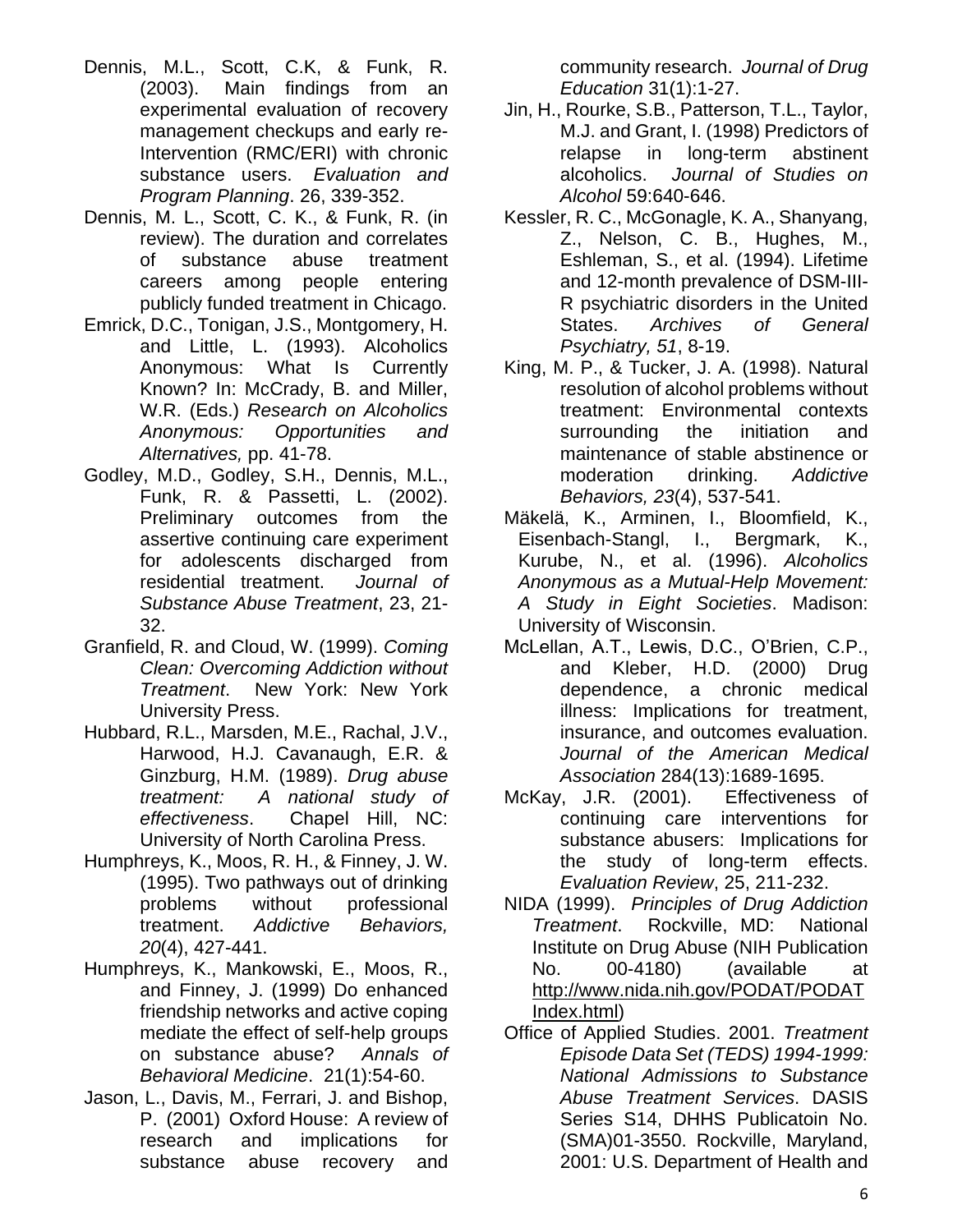Dennis, M.L., Scott, C.K, & Funk, R. (2003). Main findings from an experimental evaluation of recovery management checkups and early re-Intervention (RMC/ERI) with chronic substance users. *Evaluation and Program Planning*. 26, 339-352.

Dennis, M. L., Scott, C. K., & Funk, R. (in review). The duration and correlates of substance abuse treatment careers among people entering publicly funded treatment in Chicago.

Emrick, D.C., Tonigan, J.S., Montgomery, H. and Little, L. (1993). Alcoholics Anonymous: What Is Currently Known? In: McCrady, B. and Miller, W.R. (Eds.) *Research on Alcoholics Anonymous: Opportunities and Alternatives,* pp. 41-78.

Godley, M.D., Godley, S.H., Dennis, M.L., Funk, R. & Passetti, L. (2002). Preliminary outcomes from the assertive continuing care experiment for adolescents discharged from residential treatment. *Journal of Substance Abuse Treatment*, 23, 21-32.

Granfield, R. and Cloud, W. (1999). *Coming Clean: Overcoming Addiction without Treatment*. New York: New York University Press.

Hubbard, R.L., Marsden, M.E., Rachal, J.V., Harwood, H.J. Cavanaugh, E.R. & Ginzburg, H.M. (1989). *Drug abuse treatment: A national study of effectiveness*. Chapel Hill, NC: University of North Carolina Press.

Humphreys, K., Moos, R. H., & Finney, J. W. (1995). Two pathways out of drinking problems without professional treatment. *Addictive Behaviors, 20*(4), 427-441.

Humphreys, K., Mankowski, E., Moos, R., and Finney, J. (1999) Do enhanced friendship networks and active coping mediate the effect of self-help groups on substance abuse? *Annals of Behavioral Medicine*. 21(1):54-60.

Jason, L., Davis, M., Ferrari, J. and Bishop, P. (2001) Oxford House: A review of research and implications for substance abuse recovery and community research. *Journal of Drug Education* 31(1):1-27.

Jin, H., Rourke, S.B., Patterson, T.L., Taylor, M.J. and Grant, I. (1998) Predictors of relapse in long-term abstinent alcoholics. *Journal of Studies on Alcohol* 59:640-646.

Kessler, R. C., McGonagle, K. A., Shanyang, Z., Nelson, C. B., Hughes, M., Eshleman, S., et al. (1994). Lifetime and 12-month prevalence of DSM-III-R psychiatric disorders in the United States. *Archives of General Psychiatry, 51*, 8-19.

King, M. P., & Tucker, J. A. (1998). Natural resolution of alcohol problems without treatment: Environmental contexts surrounding the initiation and maintenance of stable abstinence or moderation drinking. *Addictive Behaviors, 23*(4), 537-541.

Mäkelä, K., Arminen, I., Bloomfield, K., Eisenbach-Stangl, I., Bergmark, K., Kurube, N., et al. (1996). *Alcoholics Anonymous as a Mutual-Help Movement: A Study in Eight Societies*. Madison: University of Wisconsin.

McLellan, A.T., Lewis, D.C., O'Brien, C.P., and Kleber, H.D. (2000) Drug dependence, a chronic medical illness: Implications for treatment, insurance, and outcomes evaluation. *Journal of the American Medical Association* 284(13):1689-1695.

McKay, J.R. (2001). Effectiveness of continuing care interventions for substance abusers: Implications for the study of long-term effects. *Evaluation Review*, 25, 211-232.

NIDA (1999). *Principles of Drug Addiction Treatment*. Rockville, MD: National Institute on Drug Abuse (NIH Publication No. 00-4180) (available at http://www.nida.nih.gov/PODAT/PODATIndex.html)

Office of Applied Studies. 2001. *Treatment Episode Data Set (TEDS) 1994-1999: National Admissions to Substance Abuse Treatment Services*. DASIS Series S14, DHHS Publicatoin No. (SMA)01-3550. Rockville, Maryland, 2001: U.S. Department of Health and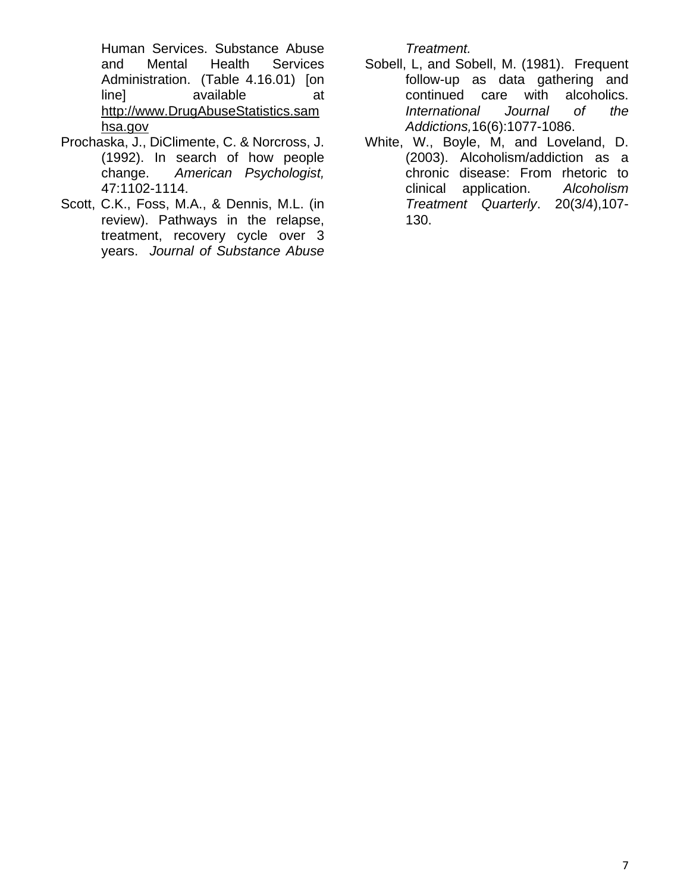Human Services. Substance Abuse and Mental Health Services Administration. (Table 4.16.01) [on line] available at http://www.DrugAbuseStatistics.samhsa.gov

Prochaska, J., DiClimente, C. & Norcross, J. (1992). In search of how people change. *American Psychologist,* 47:1102-1114.

Scott, C.K., Foss, M.A., & Dennis, M.L. (in review). Pathways in the relapse, treatment, recovery cycle over 3 years. *Journal of Substance Abuse Treatment.*

Sobell, L, and Sobell, M. (1981). Frequent follow-up as data gathering and continued care with alcoholics. *International Journal of the Addictions,*16(6):1077-1086.

White, W., Boyle, M, and Loveland, D. (2003). Alcoholism/addiction as a chronic disease: From rhetoric to clinical application. *Alcoholism Treatment Quarterly*. 20(3/4),107-130.